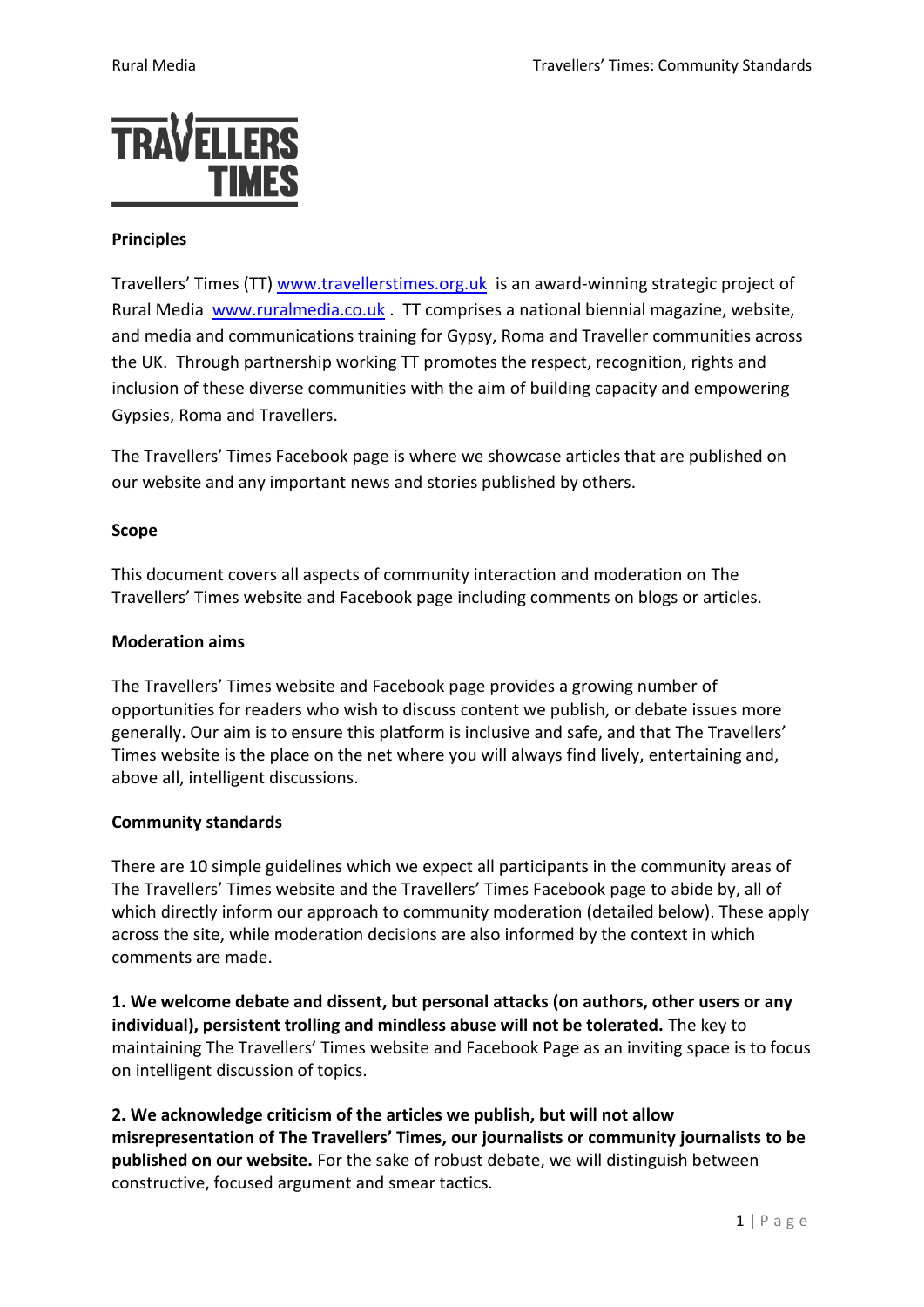**Principles**

Travellers' Times (TT) [www.travellerstimes.org.uk](http://www.travellerstimes.org.uk) is an award-winning strategic project of Rural Media [www.ruralmedia.co.uk](http://www.ruralmedia.co.uk) . TT comprises a national biennial magazine, website, and media and communications training for Gypsy, Roma and Traveller communities across the UK. Through partnership working TT promotes the respect, recognition, rights and inclusion of these diverse communities with the aim of building capacity and empowering Gypsies, Roma and Travellers.

The Travellers' Times Facebook page is where we showcase articles that are published on our website and any important news and stories published by others.

**Scope**

This document covers all aspects of community interaction and moderation on The Travellers' Times website and Facebook page including comments on blogs or articles.

**Moderation aims**

The Travellers' Times website and Facebook page provides a growing number of opportunities for readers who wish to discuss content we publish, or debate issues more generally. Our aim is to ensure this platform is inclusive and safe, and that The Travellers' Times website is the place on the net where you will always find lively, entertaining and, above all, intelligent discussions.

**Community standards**

There are 10 simple guidelines which we expect all participants in the community areas of The Travellers' Times website and the Travellers' Times Facebook page to abide by, all of which directly inform our approach to community moderation (detailed below). These apply across the site, while moderation decisions are also informed by the context in which comments are made.

**1. We welcome debate and dissent, but personal attacks (on authors, other users or any individual), persistent trolling and mindless abuse will not be tolerated.** The key to maintaining The Travellers' Times website and Facebook Page as an inviting space is to focus on intelligent discussion of topics.

**2. We acknowledge criticism of the articles we publish, but will not allow misrepresentation of The Travellers' Times, our journalists or community journalists to be published on our website.** For the sake of robust debate, we will distinguish between constructive, focused argument and smear tactics.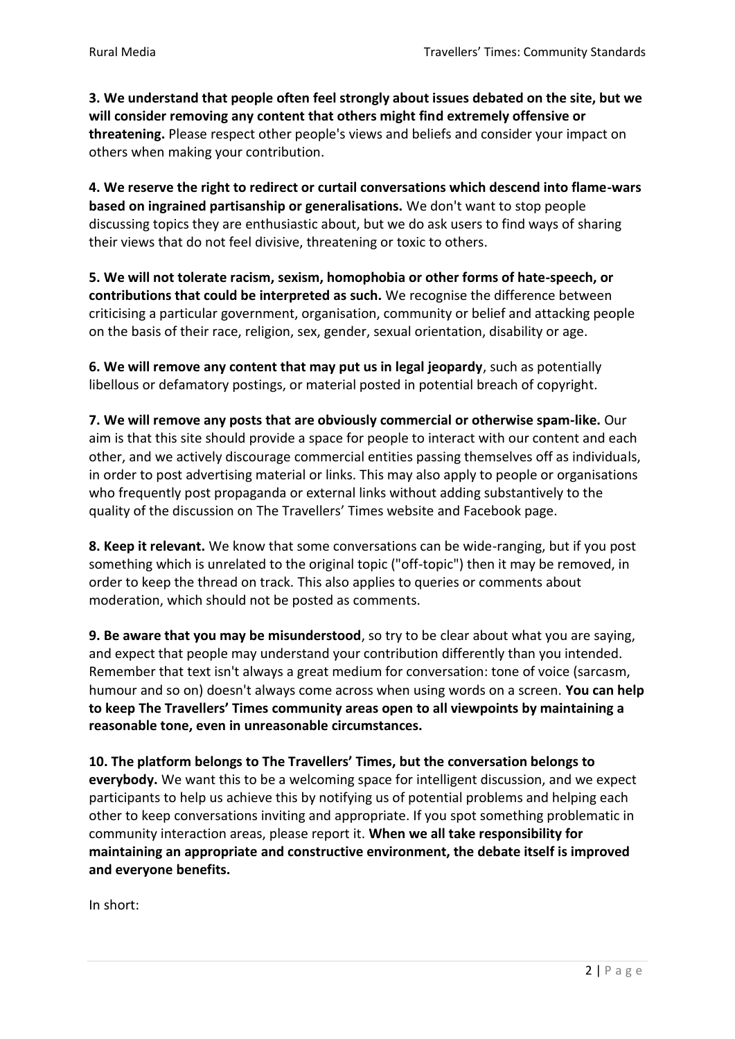**3. We understand that people often feel strongly about issues debated on the site, but we will consider removing any content that others might find extremely offensive or threatening.** Please respect other people's views and beliefs and consider your impact on others when making your contribution.

**4. We reserve the right to redirect or curtail conversations which descend into flame-wars based on ingrained partisanship or generalisations.** We don't want to stop people discussing topics they are enthusiastic about, but we do ask users to find ways of sharing their views that do not feel divisive, threatening or toxic to others.

**5. We will not tolerate racism, sexism, homophobia or other forms of hate-speech, or contributions that could be interpreted as such.** We recognise the difference between criticising a particular government, organisation, community or belief and attacking people on the basis of their race, religion, sex, gender, sexual orientation, disability or age.

**6. We will remove any content that may put us in legal jeopardy**, such as potentially libellous or defamatory postings, or material posted in potential breach of copyright.

**7. We will remove any posts that are obviously commercial or otherwise spam-like.** Our aim is that this site should provide a space for people to interact with our content and each other, and we actively discourage commercial entities passing themselves off as individuals, in order to post advertising material or links. This may also apply to people or organisations who frequently post propaganda or external links without adding substantively to the quality of the discussion on The Travellers' Times website and Facebook page.

**8. Keep it relevant.** We know that some conversations can be wide-ranging, but if you post something which is unrelated to the original topic ("off-topic") then it may be removed, in order to keep the thread on track. This also applies to queries or comments about moderation, which should not be posted as comments.

**9. Be aware that you may be misunderstood**, so try to be clear about what you are saying, and expect that people may understand your contribution differently than you intended. Remember that text isn't always a great medium for conversation: tone of voice (sarcasm, humour and so on) doesn't always come across when using words on a screen. **You can help to keep The Travellers' Times community areas open to all viewpoints by maintaining a reasonable tone, even in unreasonable circumstances.**

**10. The platform belongs to The Travellers' Times, but the conversation belongs to everybody.** We want this to be a welcoming space for intelligent discussion, and we expect participants to help us achieve this by notifying us of potential problems and helping each other to keep conversations inviting and appropriate. If you spot something problematic in community interaction areas, please report it. **When we all take responsibility for maintaining an appropriate and constructive environment, the debate itself is improved and everyone benefits.**

In short: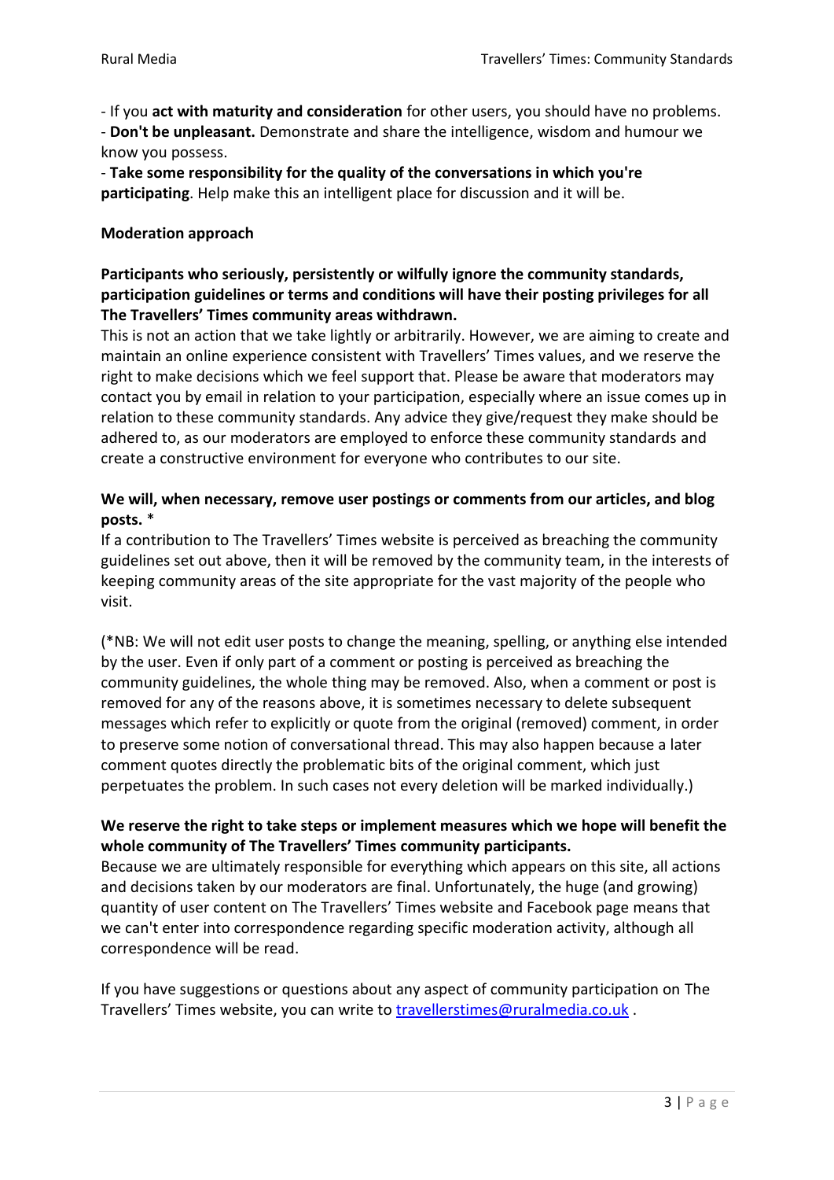- If you **act with maturity and consideration** for other users, you should have no problems.
- **Don't be unpleasant.** Demonstrate and share the intelligence, wisdom and humour we know you possess.
- **Take some responsibility for the quality of the conversations in which you're participating**. Help make this an intelligent place for discussion and it will be.

**Moderation approach**

**Participants who seriously, persistently or wilfully ignore the community standards, participation guidelines or terms and conditions will have their posting privileges for all The Travellers' Times community areas withdrawn.**

This is not an action that we take lightly or arbitrarily. However, we are aiming to create and maintain an online experience consistent with Travellers' Times values, and we reserve the right to make decisions which we feel support that. Please be aware that moderators may contact you by email in relation to your participation, especially where an issue comes up in relation to these community standards. Any advice they give/request they make should be adhered to, as our moderators are employed to enforce these community standards and create a constructive environment for everyone who contributes to our site.

**We will, when necessary, remove user postings or comments from our articles, and blog posts.** *

If a contribution to The Travellers' Times website is perceived as breaching the community guidelines set out above, then it will be removed by the community team, in the interests of keeping community areas of the site appropriate for the vast majority of the people who visit.

(*NB: We will not edit user posts to change the meaning, spelling, or anything else intended by the user. Even if only part of a comment or posting is perceived as breaching the community guidelines, the whole thing may be removed. Also, when a comment or post is removed for any of the reasons above, it is sometimes necessary to delete subsequent messages which refer to explicitly or quote from the original (removed) comment, in order to preserve some notion of conversational thread. This may also happen because a later comment quotes directly the problematic bits of the original comment, which just perpetuates the problem. In such cases not every deletion will be marked individually.)

**We reserve the right to take steps or implement measures which we hope will benefit the whole community of The Travellers' Times community participants.**

Because we are ultimately responsible for everything which appears on this site, all actions and decisions taken by our moderators are final. Unfortunately, the huge (and growing) quantity of user content on The Travellers' Times website and Facebook page means that we can't enter into correspondence regarding specific moderation activity, although all correspondence will be read.

If you have suggestions or questions about any aspect of community participation on The Travellers' Times website, you can write to [travellerstimes@ruralmedia.co.uk](mailto:travellerstimes@ruralmedia.co.uk) .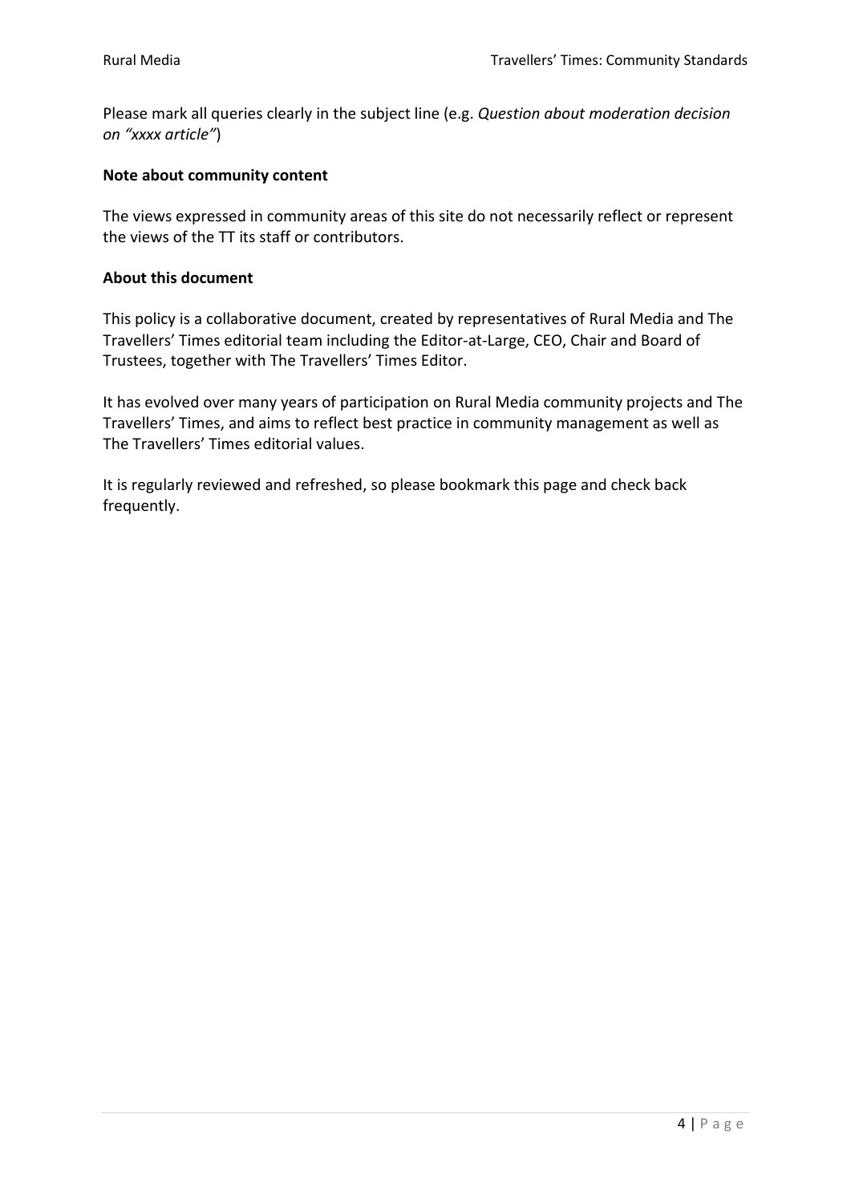Please mark all queries clearly in the subject line (e.g. *Question about moderation decision on "xxxx article"*)

**Note about community content**

The views expressed in community areas of this site do not necessarily reflect or represent the views of the TT its staff or contributors.

**About this document**

This policy is a collaborative document, created by representatives of Rural Media and The Travellers' Times editorial team including the Editor-at-Large, CEO, Chair and Board of Trustees, together with The Travellers' Times Editor.

It has evolved over many years of participation on Rural Media community projects and The Travellers' Times, and aims to reflect best practice in community management as well as The Travellers' Times editorial values.

It is regularly reviewed and refreshed, so please bookmark this page and check back frequently.